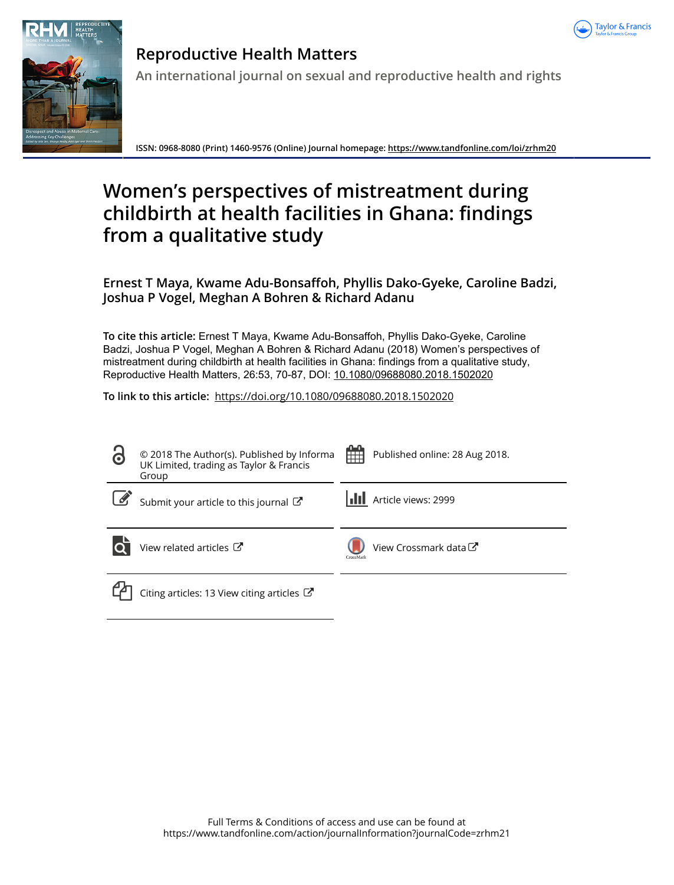# Reproductive Health Matters

An international journal on sexual and reproductive health and rights

ISSN: 0968-8080 (Print) 1460-9576 (Online) Journal homepage: https://www.tandfonline.com/loi/zrhm20

# Women's perspectives of mistreatment during childbirth at health facilities in Ghana: findings from a qualitative study

**Ernest T Maya, Kwame Adu-Bonsaffoh, Phyllis Dako-Gyeke, Caroline Badzi, Joshua P Vogel, Meghan A Bohren & Richard Adanu**

**To cite this article:** Ernest T Maya, Kwame Adu-Bonsaffoh, Phyllis Dako-Gyeke, Caroline Badzi, Joshua P Vogel, Meghan A Bohren & Richard Adanu (2018) Women's perspectives of mistreatment during childbirth at health facilities in Ghana: findings from a qualitative study, Reproductive Health Matters, 26:53, 70-87, DOI: 10.1080/09688080.2018.1502020

**To link to this article:** https://doi.org/10.1080/09688080.2018.1502020

© 2018 The Author(s). Published by Informa UK Limited, trading as Taylor & Francis Group

Published online: 28 Aug 2018.

Submit your article to this journal

Article views: 2999

View related articles

View Crossmark data

Citing articles: 13 View citing articles

Full Terms & Conditions of access and use can be found at https://www.tandfonline.com/action/journalInformation?journalCode=zrhm21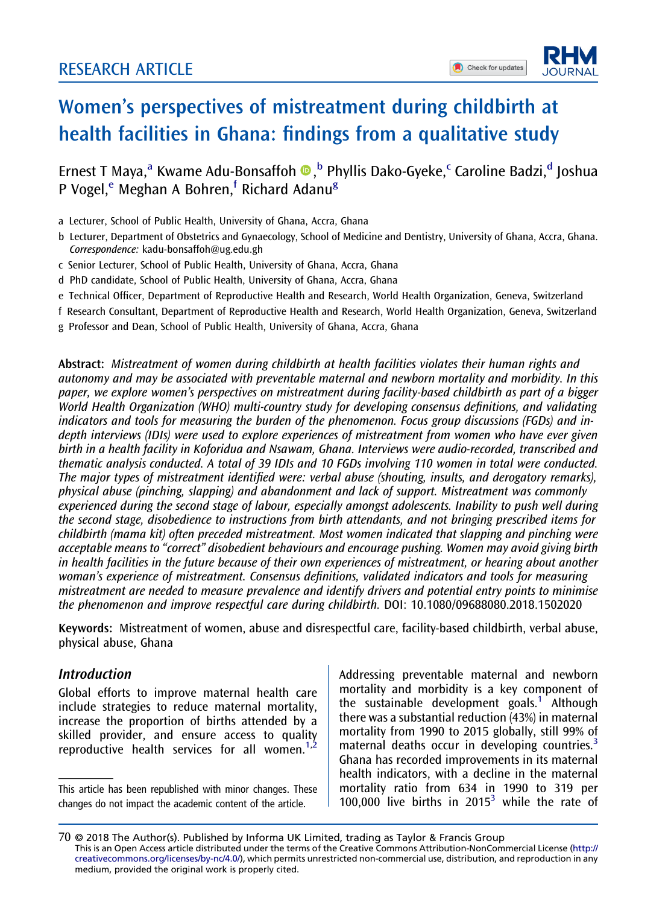RESEARCH ARTICLE

# Women's perspectives of mistreatment during childbirth at health facilities in Ghana: findings from a qualitative study

Ernest T Maya,[a] Kwame Adu-Bonsaffoh,[b] Phyllis Dako-Gyeke,[c] Caroline Badzi,[d] Joshua P Vogel,[e] Meghan A Bohren,[f] Richard Adanu[g]

a Lecturer, School of Public Health, University of Ghana, Accra, Ghana

b Lecturer, Department of Obstetrics and Gynaecology, School of Medicine and Dentistry, University of Ghana, Accra, Ghana. *Correspondence:* kadu-bonsaffoh@ug.edu.gh

c Senior Lecturer, School of Public Health, University of Ghana, Accra, Ghana

d PhD candidate, School of Public Health, University of Ghana, Accra, Ghana

e Technical Officer, Department of Reproductive Health and Research, World Health Organization, Geneva, Switzerland

f Research Consultant, Department of Reproductive Health and Research, World Health Organization, Geneva, Switzerland

g Professor and Dean, School of Public Health, University of Ghana, Accra, Ghana

**Abstract:** *Mistreatment of women during childbirth at health facilities violates their human rights and autonomy and may be associated with preventable maternal and newborn mortality and morbidity. In this paper, we explore women's perspectives on mistreatment during facility-based childbirth as part of a bigger World Health Organization (WHO) multi-country study for developing consensus definitions, and validating indicators and tools for measuring the burden of the phenomenon. Focus group discussions (FGDs) and in-depth interviews (IDIs) were used to explore experiences of mistreatment from women who have ever given birth in a health facility in Koforidua and Nsawam, Ghana. Interviews were audio-recorded, transcribed and thematic analysis conducted. A total of 39 IDIs and 10 FGDs involving 110 women in total were conducted. The major types of mistreatment identified were: verbal abuse (shouting, insults, and derogatory remarks), physical abuse (pinching, slapping) and abandonment and lack of support. Mistreatment was commonly experienced during the second stage of labour, especially amongst adolescents. Inability to push well during the second stage, disobedience to instructions from birth attendants, and not bringing prescribed items for childbirth (mama kit) often preceded mistreatment. Most women indicated that slapping and pinching were acceptable means to "correct" disobedient behaviours and encourage pushing. Women may avoid giving birth in health facilities in the future because of their own experiences of mistreatment, or hearing about another woman's experience of mistreatment. Consensus definitions, validated indicators and tools for measuring mistreatment are needed to measure prevalence and identify drivers and potential entry points to minimise the phenomenon and improve respectful care during childbirth.* DOI: 10.1080/09688080.2018.1502020

**Keywords:** Mistreatment of women, abuse and disrespectful care, facility-based childbirth, verbal abuse, physical abuse, Ghana

## *Introduction*

Global efforts to improve maternal health care include strategies to reduce maternal mortality, increase the proportion of births attended by a skilled provider, and ensure access to quality reproductive health services for all women.[1,2] Addressing preventable maternal and newborn mortality and morbidity is a key component of the sustainable development goals.[1] Although there was a substantial reduction (43%) in maternal mortality from 1990 to 2015 globally, still 99% of maternal deaths occur in developing countries.[3] Ghana has recorded improvements in its maternal health indicators, with a decline in the maternal mortality ratio from 634 in 1990 to 319 per 100,000 live births in 2015[3] while the rate of

This article has been republished with minor changes. These changes do not impact the academic content of the article.

© 2018 The Author(s). Published by Informa UK Limited, trading as Taylor & Francis Group
This is an Open Access article distributed under the terms of the Creative Commons Attribution-NonCommercial License (http://creativecommons.org/licenses/by-nc/4.0/), which permits unrestricted non-commercial use, distribution, and reproduction in any medium, provided the original work is properly cited.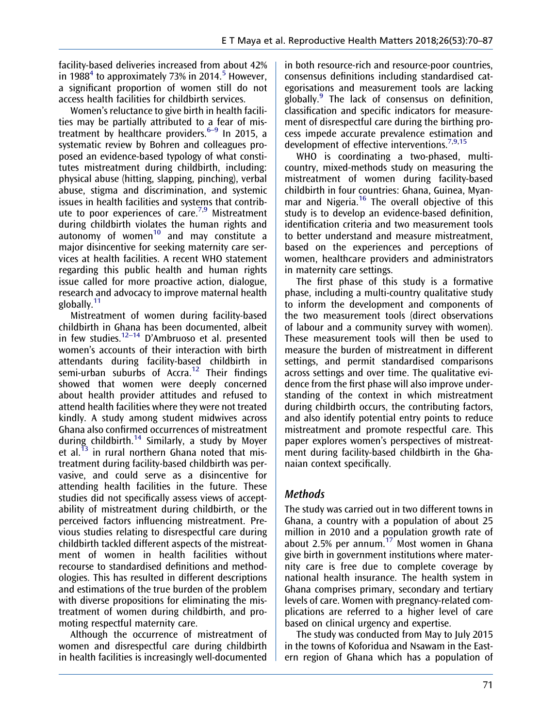facility-based deliveries increased from about 42% in 1988[4] to approximately 73% in 2014.[5] However, a significant proportion of women still do not access health facilities for childbirth services.

Women's reluctance to give birth in health facilities may be partially attributed to a fear of mistreatment by healthcare providers.[6–9] In 2015, a systematic review by Bohren and colleagues proposed an evidence-based typology of what constitutes mistreatment during childbirth, including: physical abuse (hitting, slapping, pinching), verbal abuse, stigma and discrimination, and systemic issues in health facilities and systems that contribute to poor experiences of care.[7,9] Mistreatment during childbirth violates the human rights and autonomy of women[10] and may constitute a major disincentive for seeking maternity care services at health facilities. A recent WHO statement regarding this public health and human rights issue called for more proactive action, dialogue, research and advocacy to improve maternal health globally.[11]

Mistreatment of women during facility-based childbirth in Ghana has been documented, albeit in few studies.[12–14] D'Ambruoso et al. presented women's accounts of their interaction with birth attendants during facility-based childbirth in semi-urban suburbs of Accra.[12] Their findings showed that women were deeply concerned about health provider attitudes and refused to attend health facilities where they were not treated kindly. A study among student midwives across Ghana also confirmed occurrences of mistreatment during childbirth.[14] Similarly, a study by Moyer et al.[13] in rural northern Ghana noted that mistreatment during facility-based childbirth was pervasive, and could serve as a disincentive for attending health facilities in the future. These studies did not specifically assess views of acceptability of mistreatment during childbirth, or the perceived factors influencing mistreatment. Previous studies relating to disrespectful care during childbirth tackled different aspects of the mistreatment of women in health facilities without recourse to standardised definitions and methodologies. This has resulted in different descriptions and estimations of the true burden of the problem with diverse propositions for eliminating the mistreatment of women during childbirth, and promoting respectful maternity care.

Although the occurrence of mistreatment of women and disrespectful care during childbirth in health facilities is increasingly well-documented in both resource-rich and resource-poor countries, consensus definitions including standardised categorisations and measurement tools are lacking globally.[9] The lack of consensus on definition, classification and specific indicators for measurement of disrespectful care during the birthing process impede accurate prevalence estimation and development of effective interventions.[7,9,15]

WHO is coordinating a two-phased, multi-country, mixed-methods study on measuring the mistreatment of women during facility-based childbirth in four countries: Ghana, Guinea, Myanmar and Nigeria.[16] The overall objective of this study is to develop an evidence-based definition, identification criteria and two measurement tools to better understand and measure mistreatment, based on the experiences and perceptions of women, healthcare providers and administrators in maternity care settings.

The first phase of this study is a formative phase, including a multi-country qualitative study to inform the development and components of the two measurement tools (direct observations of labour and a community survey with women). These measurement tools will then be used to measure the burden of mistreatment in different settings, and permit standardised comparisons across settings and over time. The qualitative evidence from the first phase will also improve understanding of the context in which mistreatment during childbirth occurs, the contributing factors, and also identify potential entry points to reduce mistreatment and promote respectful care. This paper explores women's perspectives of mistreatment during facility-based childbirth in the Ghanaian context specifically.

## Methods

The study was carried out in two different towns in Ghana, a country with a population of about 25 million in 2010 and a population growth rate of about 2.5% per annum.[17] Most women in Ghana give birth in government institutions where maternity care is free due to complete coverage by national health insurance. The health system in Ghana comprises primary, secondary and tertiary levels of care. Women with pregnancy-related complications are referred to a higher level of care based on clinical urgency and expertise.

The study was conducted from May to July 2015 in the towns of Koforidua and Nsawam in the Eastern region of Ghana which has a population of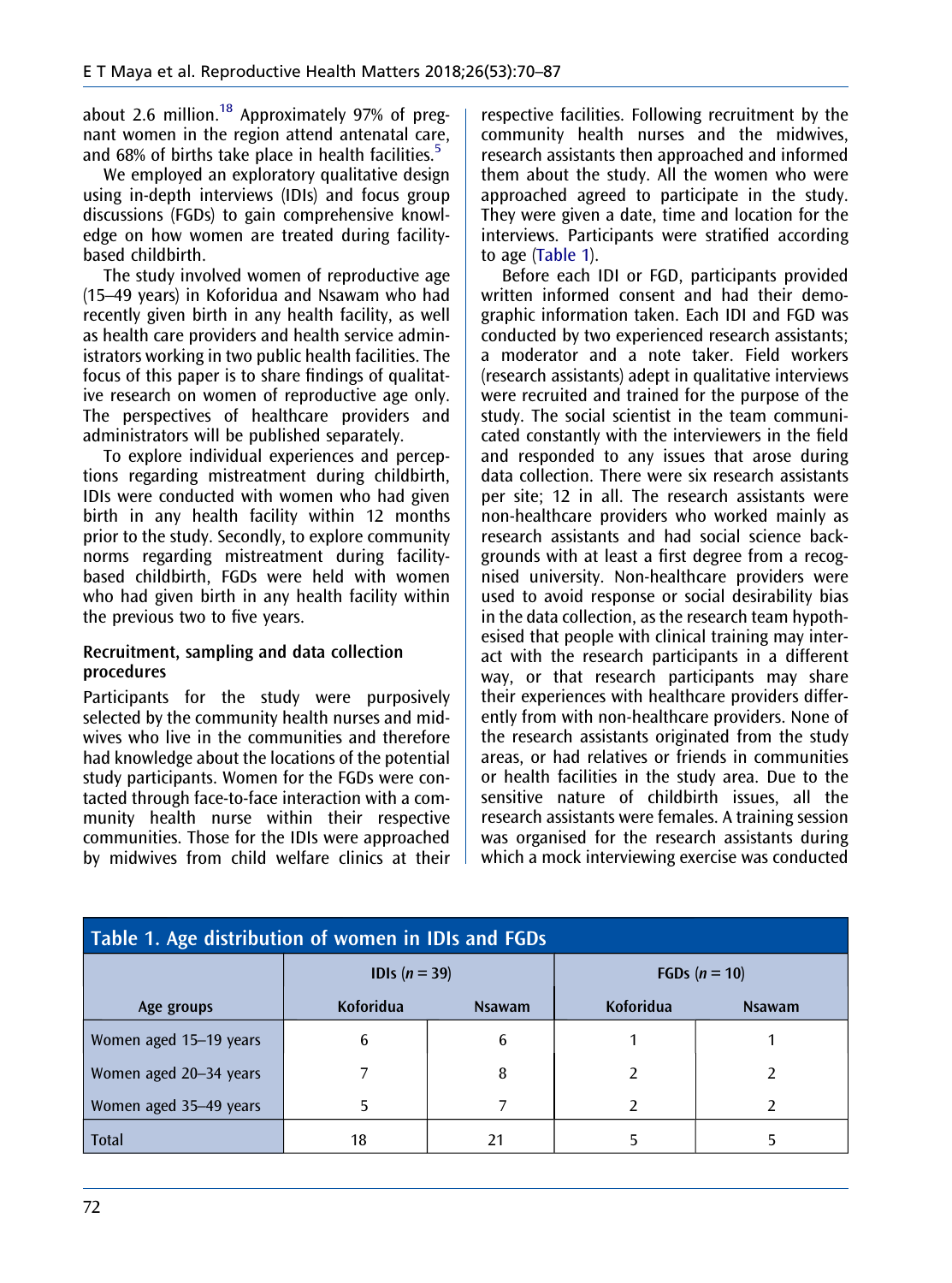about 2.6 million.[18] Approximately 97% of pregnant women in the region attend antenatal care, and 68% of births take place in health facilities.[5]

We employed an exploratory qualitative design using in-depth interviews (IDIs) and focus group discussions (FGDs) to gain comprehensive knowledge on how women are treated during facility-based childbirth.

The study involved women of reproductive age (15–49 years) in Koforidua and Nsawam who had recently given birth in any health facility, as well as health care providers and health service administrators working in two public health facilities. The focus of this paper is to share findings of qualitative research on women of reproductive age only. The perspectives of healthcare providers and administrators will be published separately.

To explore individual experiences and perceptions regarding mistreatment during childbirth, IDIs were conducted with women who had given birth in any health facility within 12 months prior to the study. Secondly, to explore community norms regarding mistreatment during facility-based childbirth, FGDs were held with women who had given birth in any health facility within the previous two to five years.

### Recruitment, sampling and data collection procedures

Participants for the study were purposively selected by the community health nurses and midwives who live in the communities and therefore had knowledge about the locations of the potential study participants. Women for the FGDs were contacted through face-to-face interaction with a community health nurse within their respective communities. Those for the IDIs were approached by midwives from child welfare clinics at their respective facilities. Following recruitment by the community health nurses and the midwives, research assistants then approached and informed them about the study. All the women who were approached agreed to participate in the study. They were given a date, time and location for the interviews. Participants were stratified according to age (Table 1).

Before each IDI or FGD, participants provided written informed consent and had their demographic information taken. Each IDI and FGD was conducted by two experienced research assistants; a moderator and a note taker. Field workers (research assistants) adept in qualitative interviews were recruited and trained for the purpose of the study. The social scientist in the team communicated constantly with the interviewers in the field and responded to any issues that arose during data collection. There were six research assistants per site; 12 in all. The research assistants were non-healthcare providers who worked mainly as research assistants and had social science backgrounds with at least a first degree from a recognised university. Non-healthcare providers were used to avoid response or social desirability bias in the data collection, as the research team hypothesised that people with clinical training may interact with the research participants in a different way, or that research participants may share their experiences with healthcare providers differently from with non-healthcare providers. None of the research assistants originated from the study areas, or had relatives or friends in communities or health facilities in the study area. Due to the sensitive nature of childbirth issues, all the research assistants were females. A training session was organised for the research assistants during which a mock interviewing exercise was conducted

**Table 1. Age distribution of women in IDIs and FGDs**

| | IDIs (*n* = 39) | | FGDs (*n* = 10) | |
|---|---|---|---|---|
| Age groups | Koforidua | Nsawam | Koforidua | Nsawam |
| Women aged 15–19 years | 6 | 6 | 1 | 1 |
| Women aged 20–34 years | 7 | 8 | 2 | 2 |
| Women aged 35–49 years | 5 | 7 | 2 | 2 |
| Total | 18 | 21 | 5 | 5 |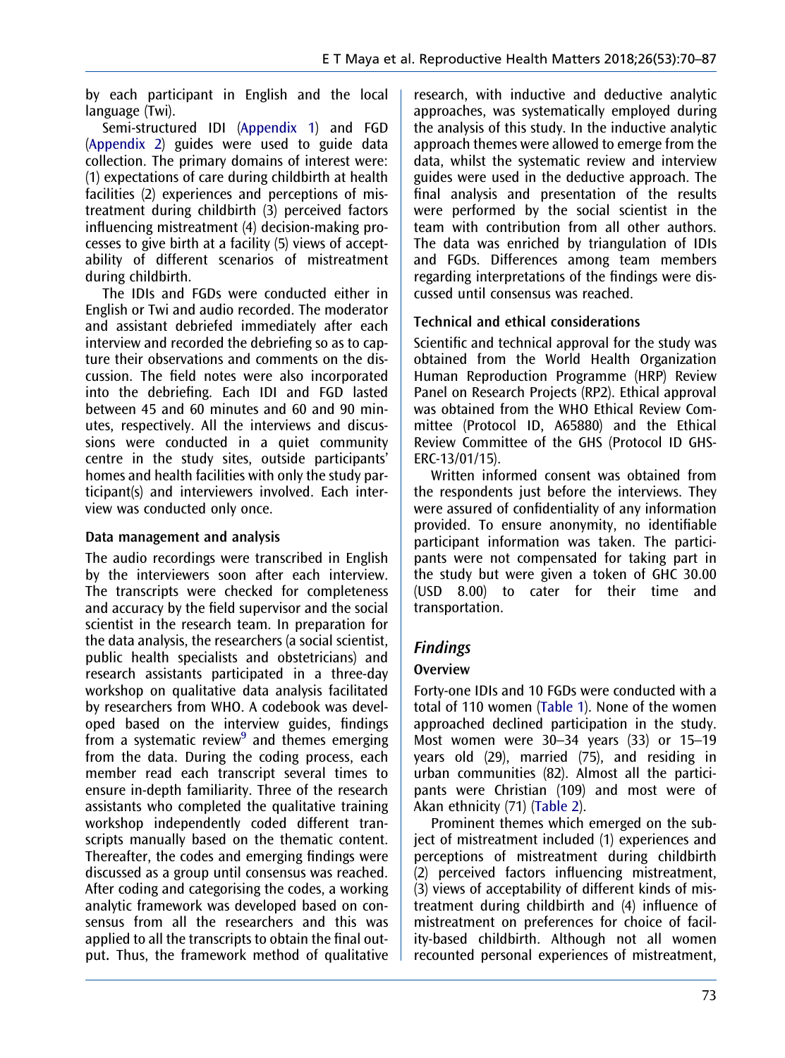by each participant in English and the local language (Twi).

Semi-structured IDI (Appendix 1) and FGD (Appendix 2) guides were used to guide data collection. The primary domains of interest were: (1) expectations of care during childbirth at health facilities (2) experiences and perceptions of mistreatment during childbirth (3) perceived factors influencing mistreatment (4) decision-making processes to give birth at a facility (5) views of acceptability of different scenarios of mistreatment during childbirth.

The IDIs and FGDs were conducted either in English or Twi and audio recorded. The moderator and assistant debriefed immediately after each interview and recorded the debriefing so as to capture their observations and comments on the discussion. The field notes were also incorporated into the debriefing. Each IDI and FGD lasted between 45 and 60 minutes and 60 and 90 minutes, respectively. All the interviews and discussions were conducted in a quiet community centre in the study sites, outside participants' homes and health facilities with only the study participant(s) and interviewers involved. Each interview was conducted only once.

### Data management and analysis

The audio recordings were transcribed in English by the interviewers soon after each interview. The transcripts were checked for completeness and accuracy by the field supervisor and the social scientist in the research team. In preparation for the data analysis, the researchers (a social scientist, public health specialists and obstetricians) and research assistants participated in a three-day workshop on qualitative data analysis facilitated by researchers from WHO. A codebook was developed based on the interview guides, findings from a systematic review[9] and themes emerging from the data. During the coding process, each member read each transcript several times to ensure in-depth familiarity. Three of the research assistants who completed the qualitative training workshop independently coded different transcripts manually based on the thematic content. Thereafter, the codes and emerging findings were discussed as a group until consensus was reached. After coding and categorising the codes, a working analytic framework was developed based on consensus from all the researchers and this was applied to all the transcripts to obtain the final output. Thus, the framework method of qualitative research, with inductive and deductive analytic approaches, was systematically employed during the analysis of this study. In the inductive analytic approach themes were allowed to emerge from the data, whilst the systematic review and interview guides were used in the deductive approach. The final analysis and presentation of the results were performed by the social scientist in the team with contribution from all other authors. The data was enriched by triangulation of IDIs and FGDs. Differences among team members regarding interpretations of the findings were discussed until consensus was reached.

### Technical and ethical considerations

Scientific and technical approval for the study was obtained from the World Health Organization Human Reproduction Programme (HRP) Review Panel on Research Projects (RP2). Ethical approval was obtained from the WHO Ethical Review Committee (Protocol ID, A65880) and the Ethical Review Committee of the GHS (Protocol ID GHS-ERC-13/01/15).

Written informed consent was obtained from the respondents just before the interviews. They were assured of confidentiality of any information provided. To ensure anonymity, no identifiable participant information was taken. The participants were not compensated for taking part in the study but were given a token of GHC 30.00 (USD 8.00) to cater for their time and transportation.

## *Findings*

### Overview

Forty-one IDIs and 10 FGDs were conducted with a total of 110 women (Table 1). None of the women approached declined participation in the study. Most women were 30–34 years (33) or 15–19 years old (29), married (75), and residing in urban communities (82). Almost all the participants were Christian (109) and most were of Akan ethnicity (71) (Table 2).

Prominent themes which emerged on the subject of mistreatment included (1) experiences and perceptions of mistreatment during childbirth (2) perceived factors influencing mistreatment, (3) views of acceptability of different kinds of mistreatment during childbirth and (4) influence of mistreatment on preferences for choice of facility-based childbirth. Although not all women recounted personal experiences of mistreatment,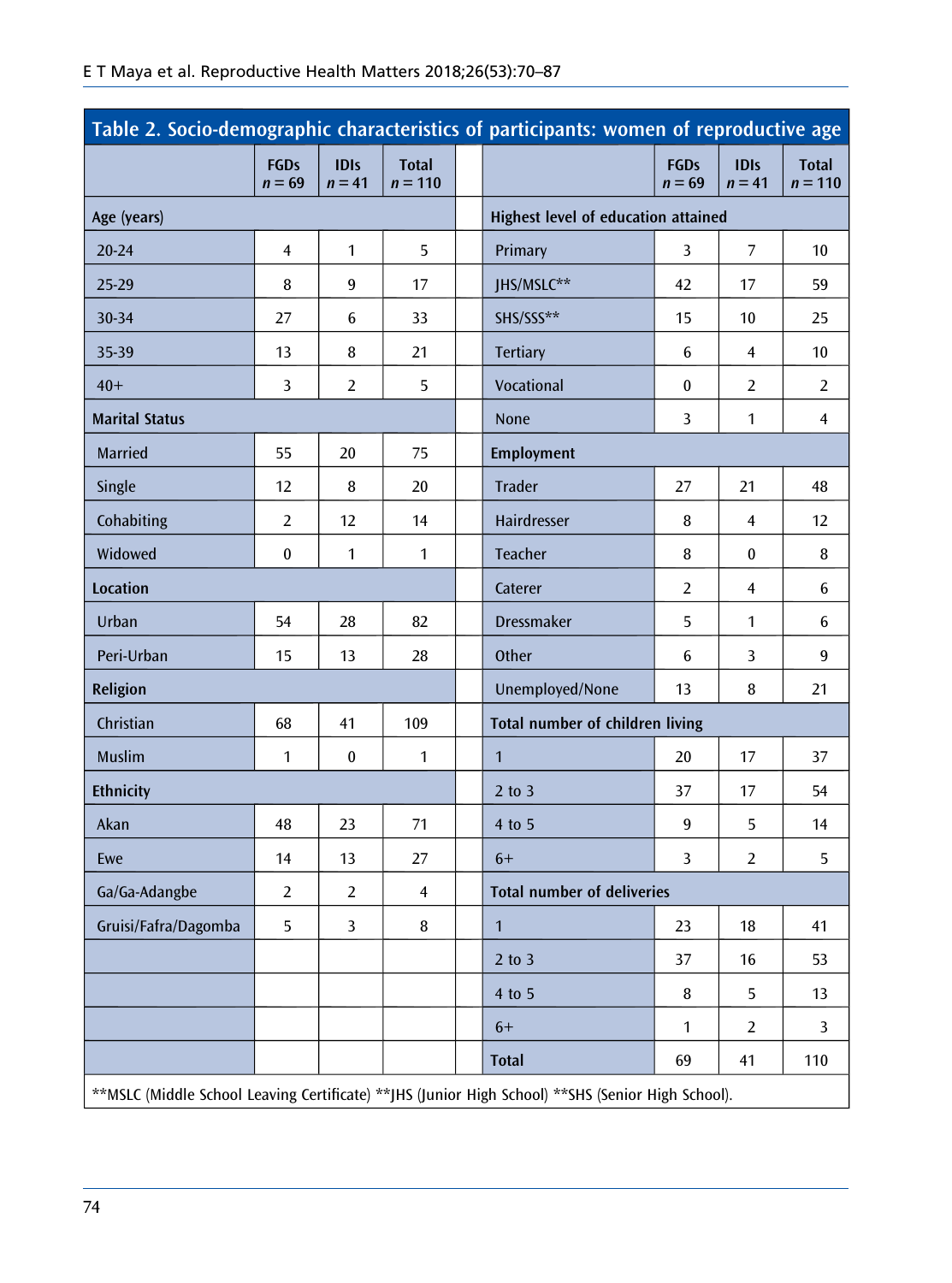**Table 2. Socio-demographic characteristics of participants: women of reproductive age**

| | FGDs n = 69 | IDIs n = 41 | Total n = 110 | | | FGDs n = 69 | IDIs n = 41 | Total n = 110 |
|---|---|---|---|---|---|---|---|---|
| **Age (years)** | | | | | **Highest level of education attained** | | | |
| 20-24 | 4 | 1 | 5 | | Primary | 3 | 7 | 10 |
| 25-29 | 8 | 9 | 17 | | JHS/MSLC** | 42 | 17 | 59 |
| 30-34 | 27 | 6 | 33 | | SHS/SSS** | 15 | 10 | 25 |
| 35-39 | 13 | 8 | 21 | | Tertiary | 6 | 4 | 10 |
| 40+ | 3 | 2 | 5 | | Vocational | 0 | 2 | 2 |
| **Marital Status** | | | | | None | 3 | 1 | 4 |
| Married | 55 | 20 | 75 | | **Employment** | | | |
| Single | 12 | 8 | 20 | | Trader | 27 | 21 | 48 |
| Cohabiting | 2 | 12 | 14 | | Hairdresser | 8 | 4 | 12 |
| Widowed | 0 | 1 | 1 | | Teacher | 8 | 0 | 8 |
| **Location** | | | | | Caterer | 2 | 4 | 6 |
| Urban | 54 | 28 | 82 | | Dressmaker | 5 | 1 | 6 |
| Peri-Urban | 15 | 13 | 28 | | Other | 6 | 3 | 9 |
| **Religion** | | | | | Unemployed/None | 13 | 8 | 21 |
| Christian | 68 | 41 | 109 | | **Total number of children living** | | | |
| Muslim | 1 | 0 | 1 | | 1 | 20 | 17 | 37 |
| **Ethnicity** | | | | | 2 to 3 | 37 | 17 | 54 |
| Akan | 48 | 23 | 71 | | 4 to 5 | 9 | 5 | 14 |
| Ewe | 14 | 13 | 27 | | 6+ | 3 | 2 | 5 |
| Ga/Ga-Adangbe | 2 | 2 | 4 | | **Total number of deliveries** | | | |
| Gruisi/Fafra/Dagomba | 5 | 3 | 8 | | 1 | 23 | 18 | 41 |
| | | | | | 2 to 3 | 37 | 16 | 53 |
| | | | | | 4 to 5 | 8 | 5 | 13 |
| | | | | | 6+ | 1 | 2 | 3 |
| | | | | | **Total** | 69 | 41 | 110 |

**MSLC (Middle School Leaving Certificate) **JHS (Junior High School) **SHS (Senior High School).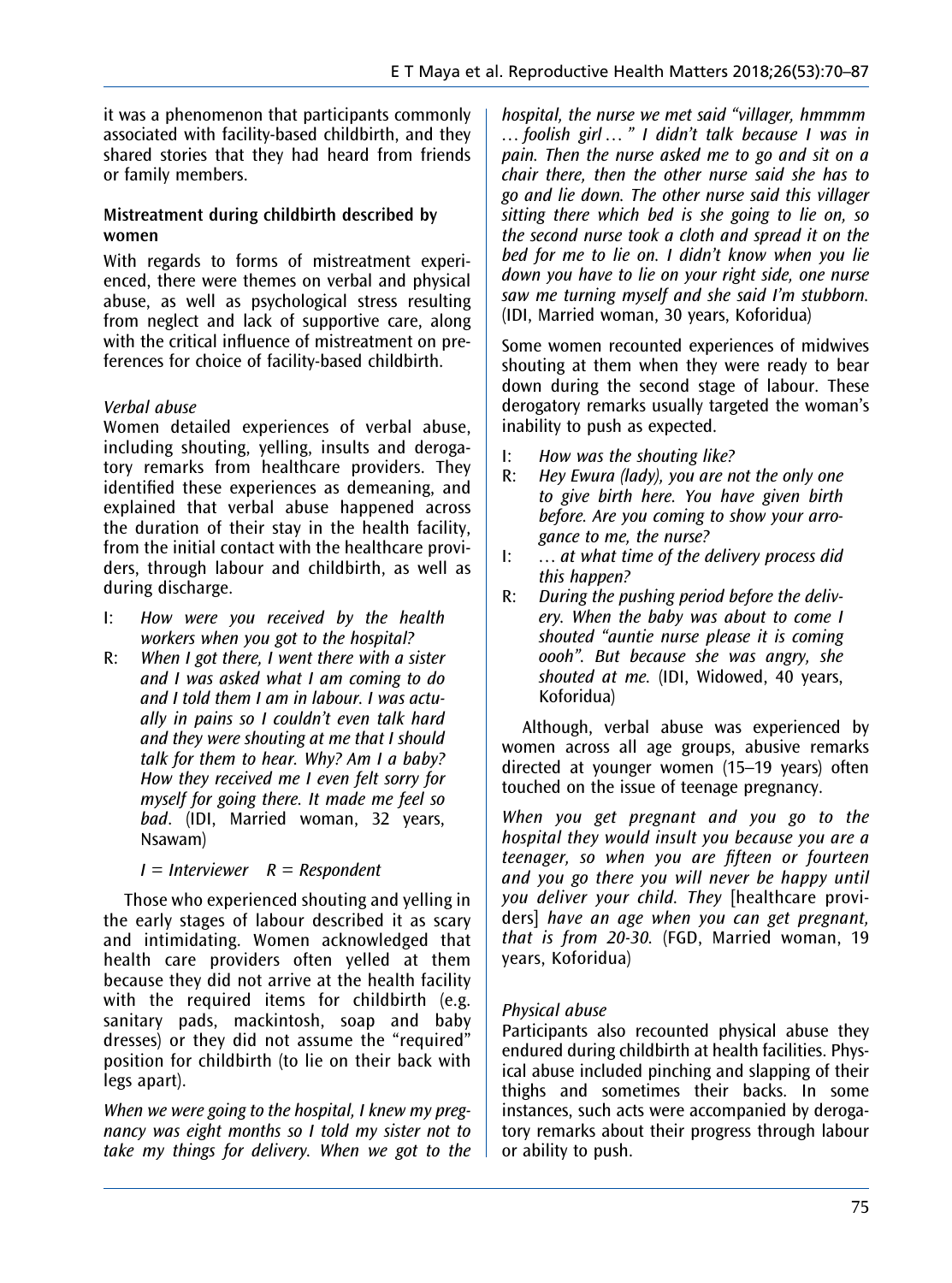it was a phenomenon that participants commonly associated with facility-based childbirth, and they shared stories that they had heard from friends or family members.

### Mistreatment during childbirth described by women

With regards to forms of mistreatment experienced, there were themes on verbal and physical abuse, as well as psychological stress resulting from neglect and lack of supportive care, along with the critical influence of mistreatment on preferences for choice of facility-based childbirth.

#### *Verbal abuse*

Women detailed experiences of verbal abuse, including shouting, yelling, insults and derogatory remarks from healthcare providers. They identified these experiences as demeaning, and explained that verbal abuse happened across the duration of their stay in the health facility, from the initial contact with the healthcare providers, through labour and childbirth, as well as during discharge.

I: *How were you received by the health workers when you got to the hospital?*

R: *When I got there, I went there with a sister and I was asked what I am coming to do and I told them I am in labour. I was actually in pains so I couldn't even talk hard and they were shouting at me that I should talk for them to hear. Why? Am I a baby? How they received me I even felt sorry for myself for going there. It made me feel so bad*. (IDI, Married woman, 32 years, Nsawam)

*I = Interviewer R = Respondent*

Those who experienced shouting and yelling in the early stages of labour described it as scary and intimidating. Women acknowledged that health care providers often yelled at them because they did not arrive at the health facility with the required items for childbirth (e.g. sanitary pads, mackintosh, soap and baby dresses) or they did not assume the "required" position for childbirth (to lie on their back with legs apart).

*When we were going to the hospital, I knew my pregnancy was eight months so I told my sister not to take my things for delivery. When we got to the hospital, the nurse we met said "villager, hmmmm … foolish girl … " I didn't talk because I was in pain. Then the nurse asked me to go and sit on a chair there, then the other nurse said she has to go and lie down. The other nurse said this villager sitting there which bed is she going to lie on, so the second nurse took a cloth and spread it on the bed for me to lie on. I didn't know when you lie down you have to lie on your right side, one nurse saw me turning myself and she said I'm stubborn.* (IDI, Married woman, 30 years, Koforidua)

Some women recounted experiences of midwives shouting at them when they were ready to bear down during the second stage of labour. These derogatory remarks usually targeted the woman's inability to push as expected.

I: *How was the shouting like?*

R: *Hey Ewura (lady), you are not the only one to give birth here. You have given birth before. Are you coming to show your arrogance to me, the nurse?*

I: *… at what time of the delivery process did this happen?*

R: *During the pushing period before the delivery. When the baby was about to come I shouted "auntie nurse please it is coming oooh". But because she was angry, she shouted at me.* (IDI, Widowed, 40 years, Koforidua)

Although, verbal abuse was experienced by women across all age groups, abusive remarks directed at younger women (15–19 years) often touched on the issue of teenage pregnancy.

*When you get pregnant and you go to the hospital they would insult you because you are a teenager, so when you are fifteen or fourteen and you go there you will never be happy until you deliver your child. They* [healthcare providers] *have an age when you can get pregnant, that is from 20-30.* (FGD, Married woman, 19 years, Koforidua)

#### *Physical abuse*

Participants also recounted physical abuse they endured during childbirth at health facilities. Physical abuse included pinching and slapping of their thighs and sometimes their backs. In some instances, such acts were accompanied by derogatory remarks about their progress through labour or ability to push.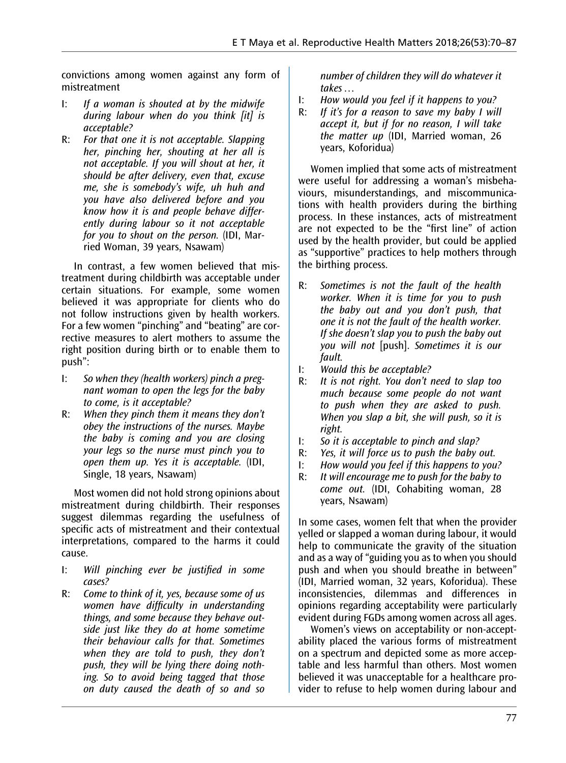convictions among women against any form of mistreatment

I: *If a woman is shouted at by the midwife during labour when do you think [it] is acceptable?*

R: *For that one it is not acceptable. Slapping her, pinching her, shouting at her all is not acceptable. If you will shout at her, it should be after delivery, even that, excuse me, she is somebody's wife, uh huh and you have also delivered before and you know how it is and people behave differently during labour so it not acceptable for you to shout on the person.* (IDI, Married Woman, 39 years, Nsawam)

In contrast, a few women believed that mistreatment during childbirth was acceptable under certain situations. For example, some women believed it was appropriate for clients who do not follow instructions given by health workers. For a few women "pinching" and "beating" are corrective measures to alert mothers to assume the right position during birth or to enable them to push":

I: *So when they (health workers) pinch a pregnant woman to open the legs for the baby to come, is it acceptable?*

R: *When they pinch them it means they don't obey the instructions of the nurses. Maybe the baby is coming and you are closing your legs so the nurse must pinch you to open them up. Yes it is acceptable.* (IDI, Single, 18 years, Nsawam)

Most women did not hold strong opinions about mistreatment during childbirth. Their responses suggest dilemmas regarding the usefulness of specific acts of mistreatment and their contextual interpretations, compared to the harms it could cause.

I: *Will pinching ever be justified in some cases?*

R: *Come to think of it, yes, because some of us women have difficulty in understanding things, and some because they behave outside just like they do at home sometime their behaviour calls for that. Sometimes when they are told to push, they don't push, they will be lying there doing nothing. So to avoid being tagged that those on duty caused the death of so and so number of children they will do whatever it takes …*

I: *How would you feel if it happens to you?*

R: *If it's for a reason to save my baby I will accept it, but if for no reason, I will take the matter up* (IDI, Married woman, 26 years, Koforidua)

Women implied that some acts of mistreatment were useful for addressing a woman's misbehaviours, misunderstandings, and miscommunications with health providers during the birthing process. In these instances, acts of mistreatment are not expected to be the "first line" of action used by the health provider, but could be applied as "supportive" practices to help mothers through the birthing process.

R: *Sometimes is not the fault of the health worker. When it is time for you to push the baby out and you don't push, that one it is not the fault of the health worker. If she doesn't slap you to push the baby out you will not* [push]. *Sometimes it is our fault.*

I: *Would this be acceptable?*

R: *It is not right. You don't need to slap too much because some people do not want to push when they are asked to push. When you slap a bit, she will push, so it is right.*

I: *So it is acceptable to pinch and slap?*

R: *Yes, it will force us to push the baby out.*

I: *How would you feel if this happens to you?*

R: *It will encourage me to push for the baby to come out.* (IDI, Cohabiting woman, 28 years, Nsawam)

In some cases, women felt that when the provider yelled or slapped a woman during labour, it would help to communicate the gravity of the situation and as a way of "guiding you as to when you should push and when you should breathe in between" (IDI, Married woman, 32 years, Koforidua). These inconsistencies, dilemmas and differences in opinions regarding acceptability were particularly evident during FGDs among women across all ages.

Women's views on acceptability or non-acceptability placed the various forms of mistreatment on a spectrum and depicted some as more acceptable and less harmful than others. Most women believed it was unacceptable for a healthcare provider to refuse to help women during labour and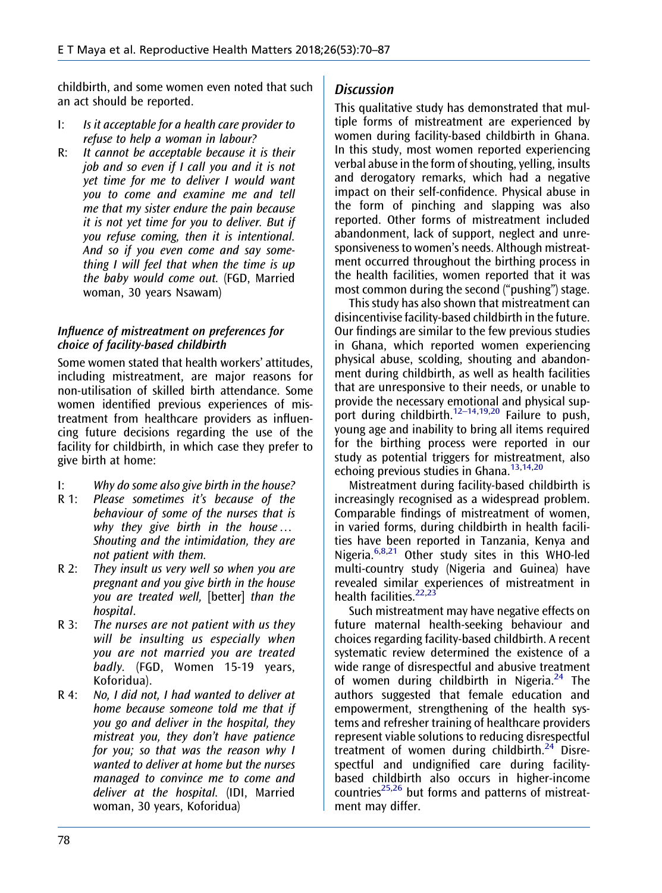childbirth, and some women even noted that such an act should be reported.

I: *Is it acceptable for a health care provider to refuse to help a woman in labour?*

R: *It cannot be acceptable because it is their job and so even if I call you and it is not yet time for me to deliver I would want you to come and examine me and tell me that my sister endure the pain because it is not yet time for you to deliver. But if you refuse coming, then it is intentional. And so if you even come and say something I will feel that when the time is up the baby would come out.* (FGD, Married woman, 30 years Nsawam)

#### Influence of mistreatment on preferences for choice of facility-based childbirth

Some women stated that health workers' attitudes, including mistreatment, are major reasons for non-utilisation of skilled birth attendance. Some women identified previous experiences of mistreatment from healthcare providers as influencing future decisions regarding the use of the facility for childbirth, in which case they prefer to give birth at home:

I: *Why do some also give birth in the house?*

R 1: *Please sometimes it's because of the behaviour of some of the nurses that is why they give birth in the house… Shouting and the intimidation, they are not patient with them.*

R 2: *They insult us very well so when you are pregnant and you give birth in the house you are treated well,* [better] *than the hospital*.

R 3: *The nurses are not patient with us they will be insulting us especially when you are not married you are treated badly*. (FGD, Women 15-19 years, Koforidua).

R 4: *No, I did not, I had wanted to deliver at home because someone told me that if you go and deliver in the hospital, they mistreat you, they don't have patience for you; so that was the reason why I wanted to deliver at home but the nurses managed to convince me to come and deliver at the hospital.* (IDI, Married woman, 30 years, Koforidua)

### Discussion

This qualitative study has demonstrated that multiple forms of mistreatment are experienced by women during facility-based childbirth in Ghana. In this study, most women reported experiencing verbal abuse in the form of shouting, yelling, insults and derogatory remarks, which had a negative impact on their self-confidence. Physical abuse in the form of pinching and slapping was also reported. Other forms of mistreatment included abandonment, lack of support, neglect and unresponsiveness to women's needs. Although mistreatment occurred throughout the birthing process in the health facilities, women reported that it was most common during the second ("pushing") stage.

This study has also shown that mistreatment can disincentivise facility-based childbirth in the future. Our findings are similar to the few previous studies in Ghana, which reported women experiencing physical abuse, scolding, shouting and abandonment during childbirth, as well as health facilities that are unresponsive to their needs, or unable to provide the necessary emotional and physical support during childbirth.[12–14,19,20] Failure to push, young age and inability to bring all items required for the birthing process were reported in our study as potential triggers for mistreatment, also echoing previous studies in Ghana.[13,14,20]

Mistreatment during facility-based childbirth is increasingly recognised as a widespread problem. Comparable findings of mistreatment of women, in varied forms, during childbirth in health facilities have been reported in Tanzania, Kenya and Nigeria.[6,8,21] Other study sites in this WHO-led multi-country study (Nigeria and Guinea) have revealed similar experiences of mistreatment in health facilities.[22,23]

Such mistreatment may have negative effects on future maternal health-seeking behaviour and choices regarding facility-based childbirth. A recent systematic review determined the existence of a wide range of disrespectful and abusive treatment of women during childbirth in Nigeria.[24] The authors suggested that female education and empowerment, strengthening of the health systems and refresher training of healthcare providers represent viable solutions to reducing disrespectful treatment of women during childbirth.[24] Disrespectful and undignified care during facility-based childbirth also occurs in higher-income countries[25,26] but forms and patterns of mistreatment may differ.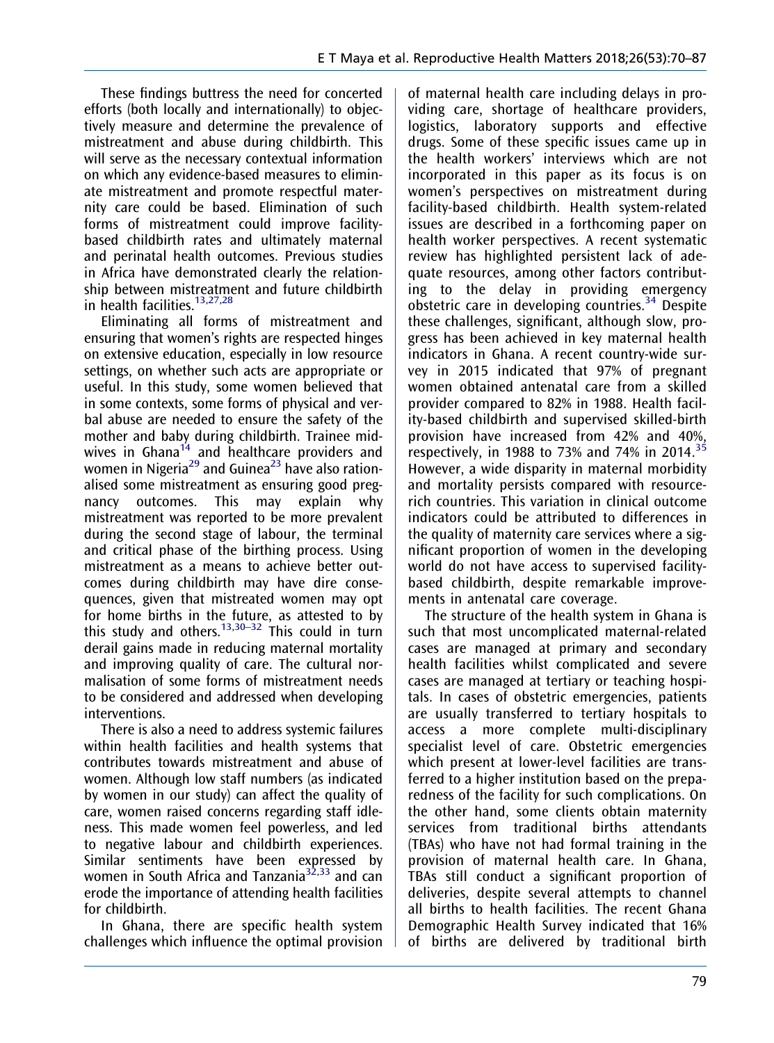These findings buttress the need for concerted efforts (both locally and internationally) to objectively measure and determine the prevalence of mistreatment and abuse during childbirth. This will serve as the necessary contextual information on which any evidence-based measures to eliminate mistreatment and promote respectful maternity care could be based. Elimination of such forms of mistreatment could improve facility-based childbirth rates and ultimately maternal and perinatal health outcomes. Previous studies in Africa have demonstrated clearly the relationship between mistreatment and future childbirth in health facilities.[13,27,28]

Eliminating all forms of mistreatment and ensuring that women's rights are respected hinges on extensive education, especially in low resource settings, on whether such acts are appropriate or useful. In this study, some women believed that in some contexts, some forms of physical and verbal abuse are needed to ensure the safety of the mother and baby during childbirth. Trainee midwives in Ghana[14] and healthcare providers and women in Nigeria[29] and Guinea[23] have also rationalised some mistreatment as ensuring good pregnancy outcomes. This may explain why mistreatment was reported to be more prevalent during the second stage of labour, the terminal and critical phase of the birthing process. Using mistreatment as a means to achieve better outcomes during childbirth may have dire consequences, given that mistreated women may opt for home births in the future, as attested to by this study and others.[13,30–32] This could in turn derail gains made in reducing maternal mortality and improving quality of care. The cultural normalisation of some forms of mistreatment needs to be considered and addressed when developing interventions.

There is also a need to address systemic failures within health facilities and health systems that contributes towards mistreatment and abuse of women. Although low staff numbers (as indicated by women in our study) can affect the quality of care, women raised concerns regarding staff idleness. This made women feel powerless, and led to negative labour and childbirth experiences. Similar sentiments have been expressed by women in South Africa and Tanzania[32,33] and can erode the importance of attending health facilities for childbirth.

In Ghana, there are specific health system challenges which influence the optimal provision of maternal health care including delays in providing care, shortage of healthcare providers, logistics, laboratory supports and effective drugs. Some of these specific issues came up in the health workers' interviews which are not incorporated in this paper as its focus is on women's perspectives on mistreatment during facility-based childbirth. Health system-related issues are described in a forthcoming paper on health worker perspectives. A recent systematic review has highlighted persistent lack of adequate resources, among other factors contributing to the delay in providing emergency obstetric care in developing countries.[34] Despite these challenges, significant, although slow, progress has been achieved in key maternal health indicators in Ghana. A recent country-wide survey in 2015 indicated that 97% of pregnant women obtained antenatal care from a skilled provider compared to 82% in 1988. Health facility-based childbirth and supervised skilled-birth provision have increased from 42% and 40%, respectively, in 1988 to 73% and 74% in 2014.[35] However, a wide disparity in maternal morbidity and mortality persists compared with resource-rich countries. This variation in clinical outcome indicators could be attributed to differences in the quality of maternity care services where a significant proportion of women in the developing world do not have access to supervised facility-based childbirth, despite remarkable improvements in antenatal care coverage.

The structure of the health system in Ghana is such that most uncomplicated maternal-related cases are managed at primary and secondary health facilities whilst complicated and severe cases are managed at tertiary or teaching hospitals. In cases of obstetric emergencies, patients are usually transferred to tertiary hospitals to access a more complete multi-disciplinary specialist level of care. Obstetric emergencies which present at lower-level facilities are transferred to a higher institution based on the preparedness of the facility for such complications. On the other hand, some clients obtain maternity services from traditional births attendants (TBAs) who have not had formal training in the provision of maternal health care. In Ghana, TBAs still conduct a significant proportion of deliveries, despite several attempts to channel all births to health facilities. The recent Ghana Demographic Health Survey indicated that 16% of births are delivered by traditional birth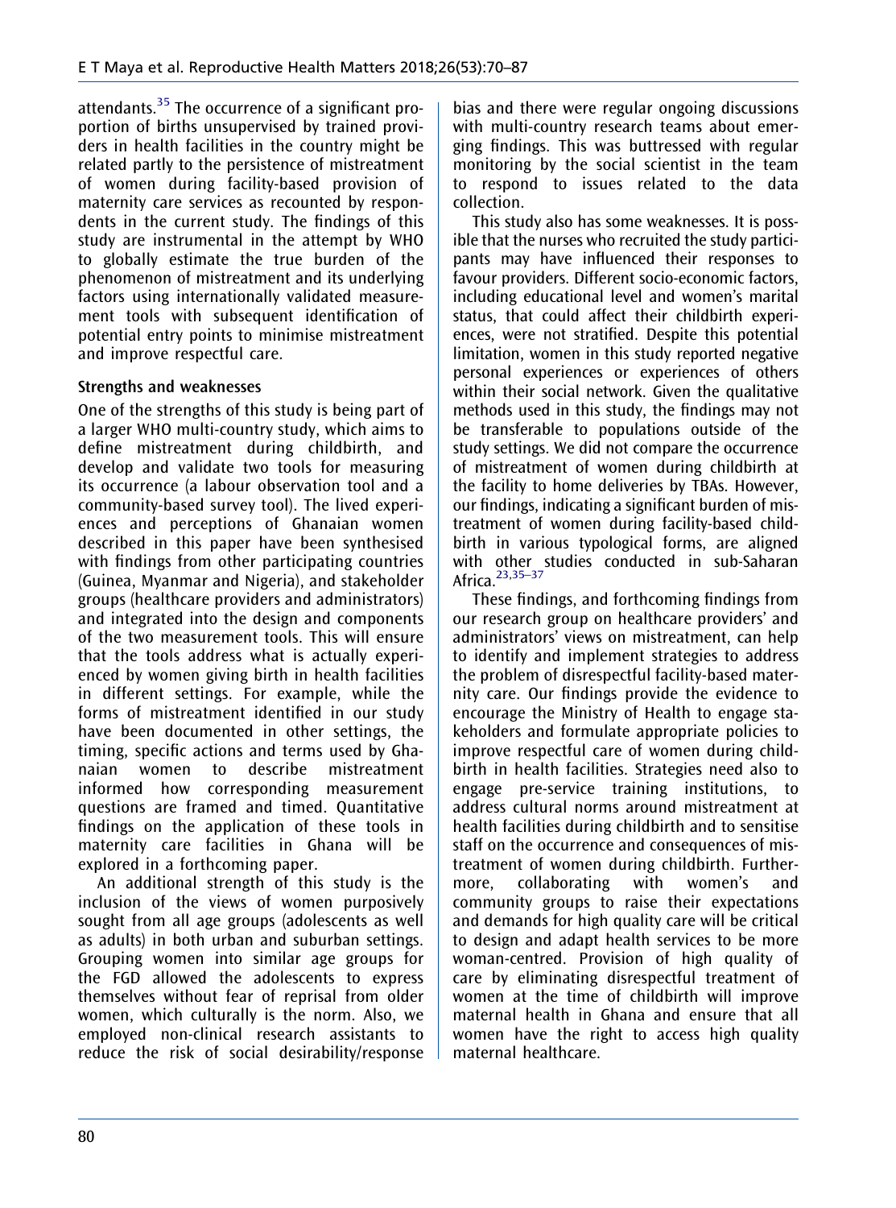attendants.[35] The occurrence of a significant proportion of births unsupervised by trained providers in health facilities in the country might be related partly to the persistence of mistreatment of women during facility-based provision of maternity care services as recounted by respondents in the current study. The findings of this study are instrumental in the attempt by WHO to globally estimate the true burden of the phenomenon of mistreatment and its underlying factors using internationally validated measurement tools with subsequent identification of potential entry points to minimise mistreatment and improve respectful care.

### Strengths and weaknesses

One of the strengths of this study is being part of a larger WHO multi-country study, which aims to define mistreatment during childbirth, and develop and validate two tools for measuring its occurrence (a labour observation tool and a community-based survey tool). The lived experiences and perceptions of Ghanaian women described in this paper have been synthesised with findings from other participating countries (Guinea, Myanmar and Nigeria), and stakeholder groups (healthcare providers and administrators) and integrated into the design and components of the two measurement tools. This will ensure that the tools address what is actually experienced by women giving birth in health facilities in different settings. For example, while the forms of mistreatment identified in our study have been documented in other settings, the timing, specific actions and terms used by Ghanaian women to describe mistreatment informed how corresponding measurement questions are framed and timed. Quantitative findings on the application of these tools in maternity care facilities in Ghana will be explored in a forthcoming paper.

An additional strength of this study is the inclusion of the views of women purposively sought from all age groups (adolescents as well as adults) in both urban and suburban settings. Grouping women into similar age groups for the FGD allowed the adolescents to express themselves without fear of reprisal from older women, which culturally is the norm. Also, we employed non-clinical research assistants to reduce the risk of social desirability/response bias and there were regular ongoing discussions with multi-country research teams about emerging findings. This was buttressed with regular monitoring by the social scientist in the team to respond to issues related to the data collection.

This study also has some weaknesses. It is possible that the nurses who recruited the study participants may have influenced their responses to favour providers. Different socio-economic factors, including educational level and women's marital status, that could affect their childbirth experiences, were not stratified. Despite this potential limitation, women in this study reported negative personal experiences or experiences of others within their social network. Given the qualitative methods used in this study, the findings may not be transferable to populations outside of the study settings. We did not compare the occurrence of mistreatment of women during childbirth at the facility to home deliveries by TBAs. However, our findings, indicating a significant burden of mistreatment of women during facility-based childbirth in various typological forms, are aligned with other studies conducted in sub-Saharan Africa.[23,35–37]

These findings, and forthcoming findings from our research group on healthcare providers' and administrators' views on mistreatment, can help to identify and implement strategies to address the problem of disrespectful facility-based maternity care. Our findings provide the evidence to encourage the Ministry of Health to engage stakeholders and formulate appropriate policies to improve respectful care of women during childbirth in health facilities. Strategies need also to engage pre-service training institutions, to address cultural norms around mistreatment at health facilities during childbirth and to sensitise staff on the occurrence and consequences of mistreatment of women during childbirth. Furthermore, collaborating with women's and community groups to raise their expectations and demands for high quality care will be critical to design and adapt health services to be more woman-centred. Provision of high quality of care by eliminating disrespectful treatment of women at the time of childbirth will improve maternal health in Ghana and ensure that all women have the right to access high quality maternal healthcare.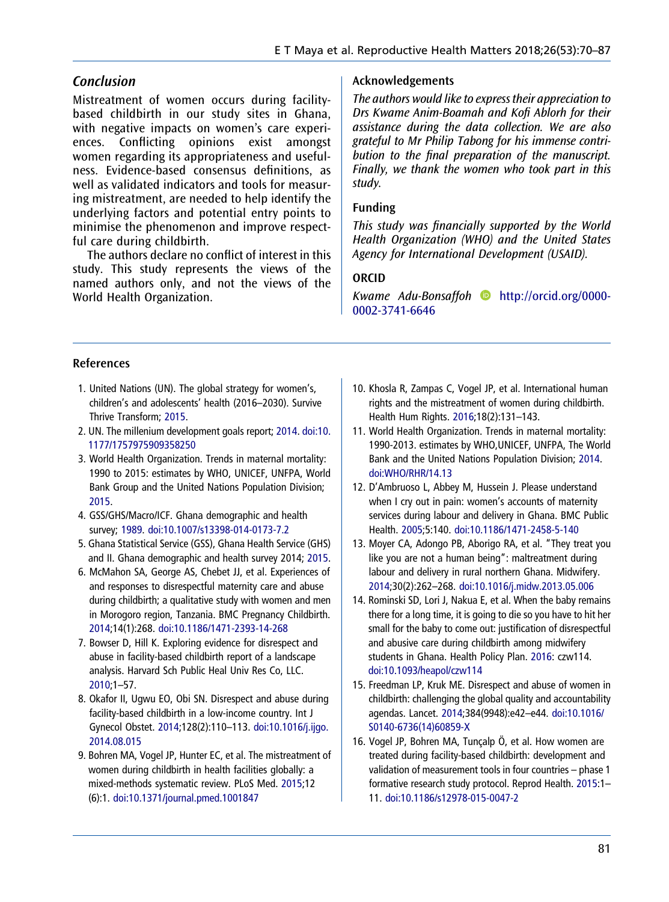## Conclusion

Mistreatment of women occurs during facility-based childbirth in our study sites in Ghana, with negative impacts on women's care experiences. Conflicting opinions exist amongst women regarding its appropriateness and usefulness. Evidence-based consensus definitions, as well as validated indicators and tools for measuring mistreatment, are needed to help identify the underlying factors and potential entry points to minimise the phenomenon and improve respectful care during childbirth.

The authors declare no conflict of interest in this study. This study represents the views of the named authors only, and not the views of the World Health Organization.

### Acknowledgements

*The authors would like to express their appreciation to Drs Kwame Anim-Boamah and Kofi Ablorh for their assistance during the data collection. We are also grateful to Mr Philip Tabong for his immense contribution to the final preparation of the manuscript. Finally, we thank the women who took part in this study.*

### Funding

*This study was financially supported by the World Health Organization (WHO) and the United States Agency for International Development (USAID).*

### ORCID

*Kwame Adu-Bonsaffoh* http://orcid.org/0000-0002-3741-6646

## References

1. United Nations (UN). The global strategy for women's, children's and adolescents' health (2016–2030). Survive Thrive Transform; 2015.
2. UN. The millenium development goals report; 2014. doi:10.1177/1757975909358250
3. World Health Organization. Trends in maternal mortality: 1990 to 2015: estimates by WHO, UNICEF, UNFPA, World Bank Group and the United Nations Population Division; 2015.
4. GSS/GHS/Macro/ICF. Ghana demographic and health survey; 1989. doi:10.1007/s13398-014-0173-7.2
5. Ghana Statistical Service (GSS), Ghana Health Service (GHS) and II. Ghana demographic and health survey 2014; 2015.
6. McMahon SA, George AS, Chebet JJ, et al. Experiences of and responses to disrespectful maternity care and abuse during childbirth; a qualitative study with women and men in Morogoro region, Tanzania. BMC Pregnancy Childbirth. 2014;14(1):268. doi:10.1186/1471-2393-14-268
7. Bowser D, Hill K. Exploring evidence for disrespect and abuse in facility-based childbirth report of a landscape analysis. Harvard Sch Public Heal Univ Res Co, LLC. 2010;1–57.
8. Okafor II, Ugwu EO, Obi SN. Disrespect and abuse during facility-based childbirth in a low-income country. Int J Gynecol Obstet. 2014;128(2):110–113. doi:10.1016/j.ijgo.2014.08.015
9. Bohren MA, Vogel JP, Hunter EC, et al. The mistreatment of women during childbirth in health facilities globally: a mixed-methods systematic review. PLoS Med. 2015;12 (6):1. doi:10.1371/journal.pmed.1001847
10. Khosla R, Zampas C, Vogel JP, et al. International human rights and the mistreatment of women during childbirth. Health Hum Rights. 2016;18(2):131–143.
11. World Health Organization. Trends in maternal mortality: 1990-2013. estimates by WHO,UNICEF, UNFPA, The World Bank and the United Nations Population Division; 2014. doi:WHO/RHR/14.13
12. D'Ambruoso L, Abbey M, Hussein J. Please understand when I cry out in pain: women's accounts of maternity services during labour and delivery in Ghana. BMC Public Health. 2005;5:140. doi:10.1186/1471-2458-5-140
13. Moyer CA, Adongo PB, Aborigo RA, et al. "They treat you like you are not a human being": maltreatment during labour and delivery in rural northern Ghana. Midwifery. 2014;30(2):262–268. doi:10.1016/j.midw.2013.05.006
14. Rominski SD, Lori J, Nakua E, et al. When the baby remains there for a long time, it is going to die so you have to hit her small for the baby to come out: justification of disrespectful and abusive care during childbirth among midwifery students in Ghana. Health Policy Plan. 2016: czw114. doi:10.1093/heapol/czw114
15. Freedman LP, Kruk ME. Disrespect and abuse of women in childbirth: challenging the global quality and accountability agendas. Lancet. 2014;384(9948):e42–e44. doi:10.1016/S0140-6736(14)60859-X
16. Vogel JP, Bohren MA, Tunçalp Ö, et al. How women are treated during facility-based childbirth: development and validation of measurement tools in four countries – phase 1 formative research study protocol. Reprod Health. 2015:1–11. doi:10.1186/s12978-015-0047-2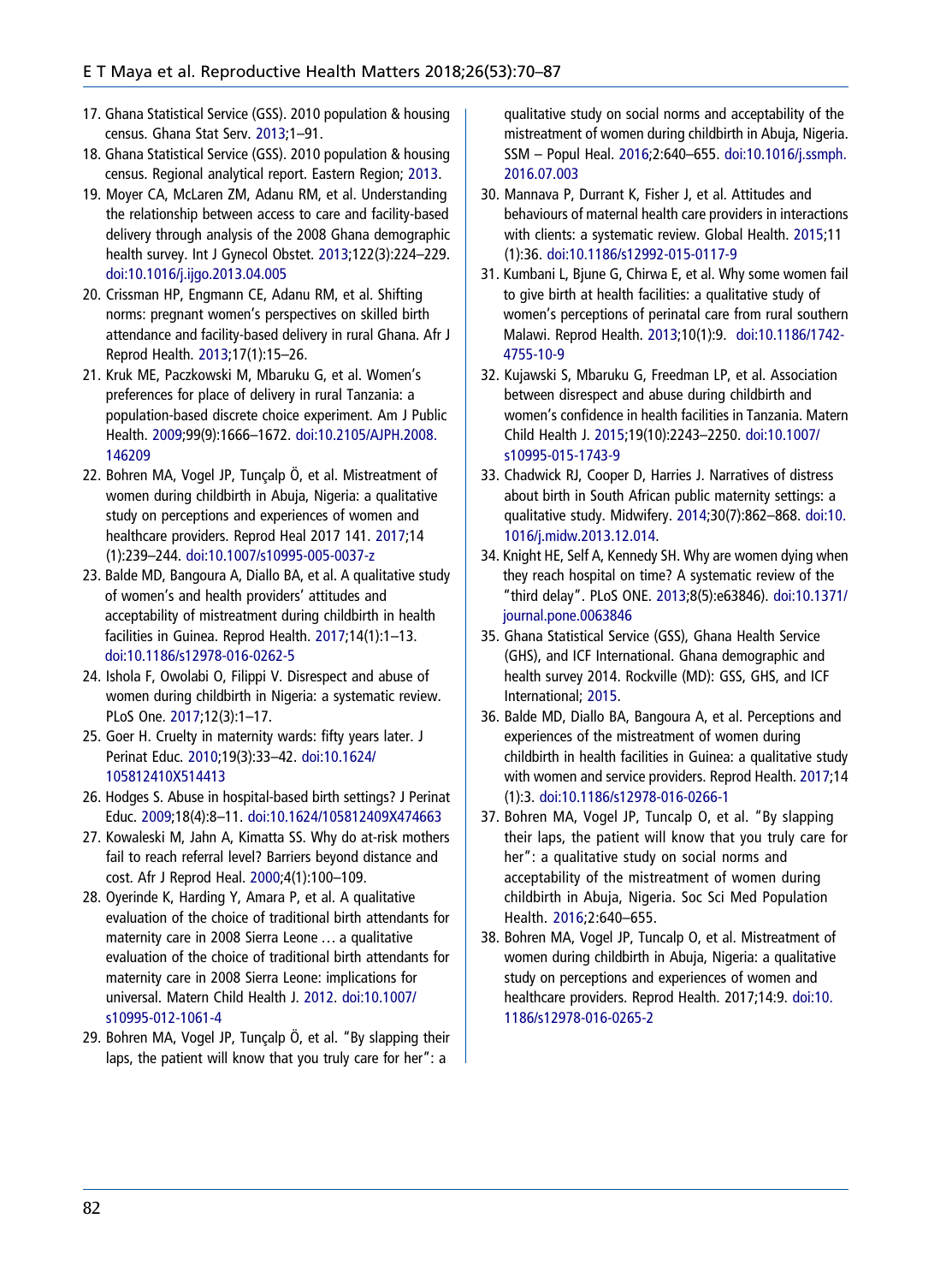17. Ghana Statistical Service (GSS). 2010 population & housing census. Ghana Stat Serv. 2013;1–91.
18. Ghana Statistical Service (GSS). 2010 population & housing census. Regional analytical report. Eastern Region; 2013.
19. Moyer CA, McLaren ZM, Adanu RM, et al. Understanding the relationship between access to care and facility-based delivery through analysis of the 2008 Ghana demographic health survey. Int J Gynecol Obstet. 2013;122(3):224–229. doi:10.1016/j.ijgo.2013.04.005
20. Crissman HP, Engmann CE, Adanu RM, et al. Shifting norms: pregnant women's perspectives on skilled birth attendance and facility-based delivery in rural Ghana. Afr J Reprod Health. 2013;17(1):15–26.
21. Kruk ME, Paczkowski M, Mbaruku G, et al. Women's preferences for place of delivery in rural Tanzania: a population-based discrete choice experiment. Am J Public Health. 2009;99(9):1666–1672. doi:10.2105/AJPH.2008.146209
22. Bohren MA, Vogel JP, Tunçalp Ö, et al. Mistreatment of women during childbirth in Abuja, Nigeria: a qualitative study on perceptions and experiences of women and healthcare providers. Reprod Heal 2017 141. 2017;14(1):239–244. doi:10.1007/s10995-005-0037-z
23. Balde MD, Bangoura A, Diallo BA, et al. A qualitative study of women's and health providers' attitudes and acceptability of mistreatment during childbirth in health facilities in Guinea. Reprod Health. 2017;14(1):1–13. doi:10.1186/s12978-016-0262-5
24. Ishola F, Owolabi O, Filippi V. Disrespect and abuse of women during childbirth in Nigeria: a systematic review. PLoS One. 2017;12(3):1–17.
25. Goer H. Cruelty in maternity wards: fifty years later. J Perinat Educ. 2010;19(3):33–42. doi:10.1624/105812410X514413
26. Hodges S. Abuse in hospital-based birth settings? J Perinat Educ. 2009;18(4):8–11. doi:10.1624/105812409X474663
27. Kowaleski M, Jahn A, Kimatta SS. Why do at-risk mothers fail to reach referral level? Barriers beyond distance and cost. Afr J Reprod Heal. 2000;4(1):100–109.
28. Oyerinde K, Harding Y, Amara P, et al. A qualitative evaluation of the choice of traditional birth attendants for maternity care in 2008 Sierra Leone … a qualitative evaluation of the choice of traditional birth attendants for maternity care in 2008 Sierra Leone: implications for universal. Matern Child Health J. 2012. doi:10.1007/s10995-012-1061-4
29. Bohren MA, Vogel JP, Tunçalp Ö, et al. "By slapping their laps, the patient will know that you truly care for her": a qualitative study on social norms and acceptability of the mistreatment of women during childbirth in Abuja, Nigeria. SSM – Popul Heal. 2016;2:640–655. doi:10.1016/j.ssmph.2016.07.003
30. Mannava P, Durrant K, Fisher J, et al. Attitudes and behaviours of maternal health care providers in interactions with clients: a systematic review. Global Health. 2015;11(1):36. doi:10.1186/s12992-015-0117-9
31. Kumbani L, Bjune G, Chirwa E, et al. Why some women fail to give birth at health facilities: a qualitative study of women's perceptions of perinatal care from rural southern Malawi. Reprod Health. 2013;10(1):9. doi:10.1186/1742-4755-10-9
32. Kujawski S, Mbaruku G, Freedman LP, et al. Association between disrespect and abuse during childbirth and women's confidence in health facilities in Tanzania. Matern Child Health J. 2015;19(10):2243–2250. doi:10.1007/s10995-015-1743-9
33. Chadwick RJ, Cooper D, Harries J. Narratives of distress about birth in South African public maternity settings: a qualitative study. Midwifery. 2014;30(7):862–868. doi:10.1016/j.midw.2013.12.014.
34. Knight HE, Self A, Kennedy SH. Why are women dying when they reach hospital on time? A systematic review of the "third delay". PLoS ONE. 2013;8(5):e63846). doi:10.1371/journal.pone.0063846
35. Ghana Statistical Service (GSS), Ghana Health Service (GHS), and ICF International. Ghana demographic and health survey 2014. Rockville (MD): GSS, GHS, and ICF International; 2015.
36. Balde MD, Diallo BA, Bangoura A, et al. Perceptions and experiences of the mistreatment of women during childbirth in health facilities in Guinea: a qualitative study with women and service providers. Reprod Health. 2017;14(1):3. doi:10.1186/s12978-016-0266-1
37. Bohren MA, Vogel JP, Tuncalp O, et al. "By slapping their laps, the patient will know that you truly care for her": a qualitative study on social norms and acceptability of the mistreatment of women during childbirth in Abuja, Nigeria. Soc Sci Med Population Health. 2016;2:640–655.
38. Bohren MA, Vogel JP, Tuncalp O, et al. Mistreatment of women during childbirth in Abuja, Nigeria: a qualitative study on perceptions and experiences of women and healthcare providers. Reprod Health. 2017;14:9. doi:10.1186/s12978-016-0265-2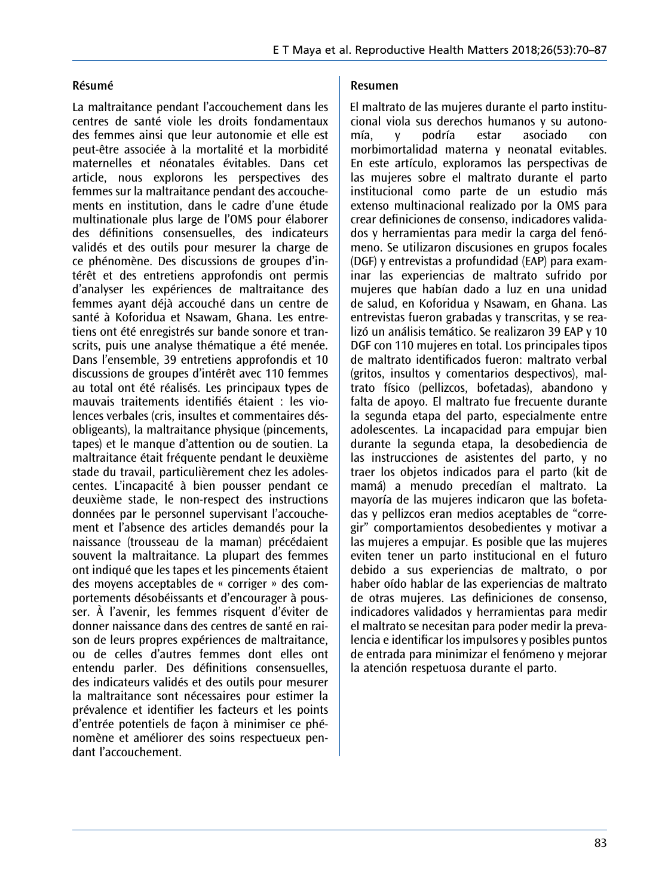## Résumé

La maltraitance pendant l'accouchement dans les centres de santé viole les droits fondamentaux des femmes ainsi que leur autonomie et elle est peut-être associée à la mortalité et la morbidité maternelles et néonatales évitables. Dans cet article, nous explorons les perspectives des femmes sur la maltraitance pendant des accouchements en institution, dans le cadre d'une étude multinationale plus large de l'OMS pour élaborer des définitions consensuelles, des indicateurs validés et des outils pour mesurer la charge de ce phénomène. Des discussions de groupes d'intérêt et des entretiens approfondis ont permis d'analyser les expériences de maltraitance des femmes ayant déjà accouché dans un centre de santé à Koforidua et Nsawam, Ghana. Les entretiens ont été enregistrés sur bande sonore et transcrits, puis une analyse thématique a été menée. Dans l'ensemble, 39 entretiens approfondis et 10 discussions de groupes d'intérêt avec 110 femmes au total ont été réalisés. Les principaux types de mauvais traitements identifiés étaient : les violences verbales (cris, insultes et commentaires désobligeants), la maltraitance physique (pincements, tapes) et le manque d'attention ou de soutien. La maltraitance était fréquente pendant le deuxième stade du travail, particulièrement chez les adolescentes. L'incapacité à bien pousser pendant ce deuxième stade, le non-respect des instructions données par le personnel supervisant l'accouchement et l'absence des articles demandés pour la naissance (trousseau de la maman) précédaient souvent la maltraitance. La plupart des femmes ont indiqué que les tapes et les pincements étaient des moyens acceptables de « corriger » des comportements désobéissants et d'encourager à pousser. À l'avenir, les femmes risquent d'éviter de donner naissance dans des centres de santé en raison de leurs propres expériences de maltraitance, ou de celles d'autres femmes dont elles ont entendu parler. Des définitions consensuelles, des indicateurs validés et des outils pour mesurer la maltraitance sont nécessaires pour estimer la prévalence et identifier les facteurs et les points d'entrée potentiels de façon à minimiser ce phénomène et améliorer des soins respectueux pendant l'accouchement.

## Resumen

El maltrato de las mujeres durante el parto institucional viola sus derechos humanos y su autonomía, y podría estar asociado con morbimortalidad materna y neonatal evitables. En este artículo, exploramos las perspectivas de las mujeres sobre el maltrato durante el parto institucional como parte de un estudio más extenso multinacional realizado por la OMS para crear definiciones de consenso, indicadores validados y herramientas para medir la carga del fenómeno. Se utilizaron discusiones en grupos focales (DGF) y entrevistas a profundidad (EAP) para examinar las experiencias de maltrato sufrido por mujeres que habían dado a luz en una unidad de salud, en Koforidua y Nsawam, en Ghana. Las entrevistas fueron grabadas y transcritas, y se realizó un análisis temático. Se realizaron 39 EAP y 10 DGF con 110 mujeres en total. Los principales tipos de maltrato identificados fueron: maltrato verbal (gritos, insultos y comentarios despectivos), maltrato físico (pellizcos, bofetadas), abandono y falta de apoyo. El maltrato fue frecuente durante la segunda etapa del parto, especialmente entre adolescentes. La incapacidad para empujar bien durante la segunda etapa, la desobediencia de las instrucciones de asistentes del parto, y no traer los objetos indicados para el parto (kit de mamá) a menudo precedían el maltrato. La mayoría de las mujeres indicaron que las bofetadas y pellizcos eran medios aceptables de "corregir" comportamientos desobedientes y motivar a las mujeres a empujar. Es posible que las mujeres eviten tener un parto institucional en el futuro debido a sus experiencias de maltrato, o por haber oído hablar de las experiencias de maltrato de otras mujeres. Las definiciones de consenso, indicadores validados y herramientas para medir el maltrato se necesitan para poder medir la prevalencia e identificar los impulsores y posibles puntos de entrada para minimizar el fenómeno y mejorar la atención respetuosa durante el parto.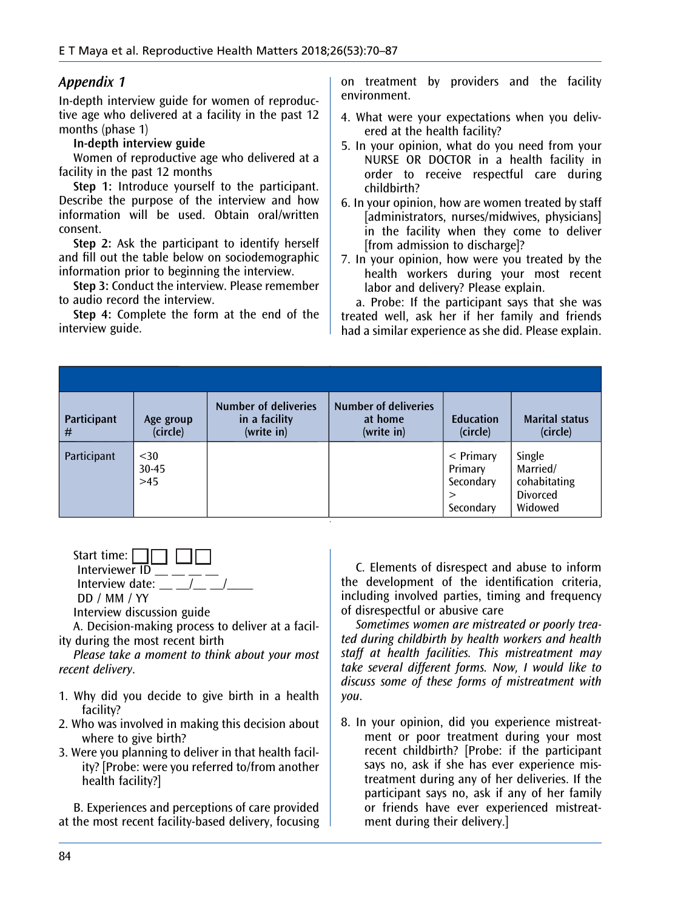## Appendix 1

In-depth interview guide for women of reproductive age who delivered at a facility in the past 12 months (phase 1)

**In-depth interview guide**

Women of reproductive age who delivered at a facility in the past 12 months

**Step 1:** Introduce yourself to the participant. Describe the purpose of the interview and how information will be used. Obtain oral/written consent.

**Step 2:** Ask the participant to identify herself and fill out the table below on sociodemographic information prior to beginning the interview.

**Step 3:** Conduct the interview. Please remember to audio record the interview.

**Step 4:** Complete the form at the end of the interview guide.

| Participant # | Age group (circle) | Number of deliveries in a facility (write in) | Number of deliveries at home (write in) | Education (circle) | Marital status (circle) |
|---|---|---|---|---|---|
| Participant | <30<br>30-45<br>>45 | | | < Primary<br>Primary<br>Secondary<br>> Secondary | Single<br>Married/ cohabitating<br>Divorced<br>Widowed |

Start time: ☐☐ ☐☐

Interviewer ID __ __ __ __

Interview date: __ __/__ __/____

DD / MM / YY

Interview discussion guide

A. Decision-making process to deliver at a facility during the most recent birth

*Please take a moment to think about your most recent delivery.*

1. Why did you decide to give birth in a health facility?
2. Who was involved in making this decision about where to give birth?
3. Were you planning to deliver in that health facility? [Probe: were you referred to/from another health facility?]

B. Experiences and perceptions of care provided at the most recent facility-based delivery, focusing on treatment by providers and the facility environment.

4. What were your expectations when you delivered at the health facility?
5. In your opinion, what do you need from your NURSE OR DOCTOR in a health facility in order to receive respectful care during childbirth?
6. In your opinion, how are women treated by staff [administrators, nurses/midwives, physicians] in the facility when they come to deliver [from admission to discharge]?
7. In your opinion, how were you treated by the health workers during your most recent labor and delivery? Please explain.

a. Probe: If the participant says that she was treated well, ask her if her family and friends had a similar experience as she did. Please explain.

C. Elements of disrespect and abuse to inform the development of the identification criteria, including involved parties, timing and frequency of disrespectful or abusive care

*Sometimes women are mistreated or poorly treated during childbirth by health workers and health staff at health facilities. This mistreatment may take several different forms. Now, I would like to discuss some of these forms of mistreatment with you.*

8. In your opinion, did you experience mistreatment or poor treatment during your most recent childbirth? [Probe: if the participant says no, ask if she has ever experience mistreatment during any of her deliveries. If the participant says no, ask if any of her family or friends have ever experienced mistreatment during their delivery.]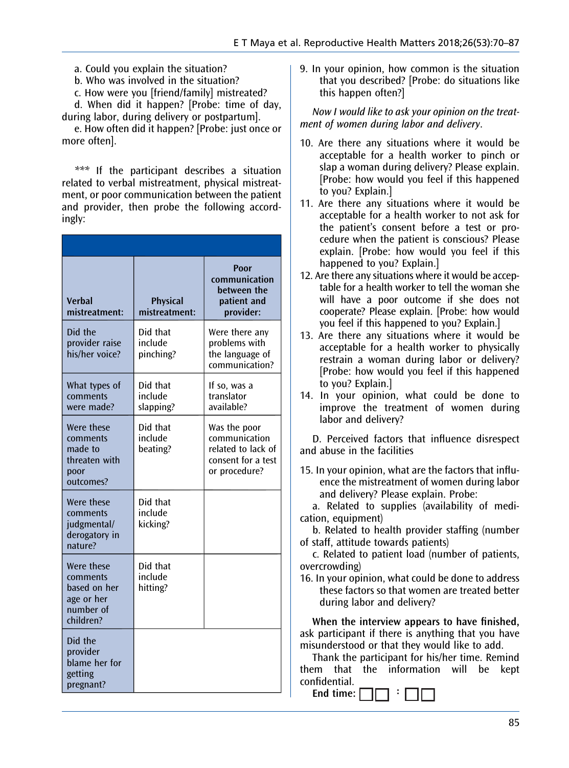a. Could you explain the situation?

b. Who was involved in the situation?

c. How were you [friend/family] mistreated?

d. When did it happen? [Probe: time of day, during labor, during delivery or postpartum].

e. How often did it happen? [Probe: just once or more often].

*** If the participant describes a situation related to verbal mistreatment, physical mistreatment, or poor communication between the patient and provider, then probe the following accordingly:

| Verbal mistreatment: | Physical mistreatment: | Poor communication between the patient and provider: |
|---|---|---|
| Did the provider raise his/her voice? | Did that include pinching? | Were there any problems with the language of communication? |
| What types of comments were made? | Did that include slapping? | If so, was a translator available? |
| Were these comments made to threaten with poor outcomes? | Did that include beating? | Was the poor communication related to lack of consent for a test or procedure? |
| Were these comments judgmental/ derogatory in nature? | Did that include kicking? | |
| Were these comments based on her age or her number of children? | Did that include hitting? | |
| Did the provider blame her for getting pregnant? | | |

9. In your opinion, how common is the situation that you described? [Probe: do situations like this happen often?]

*Now I would like to ask your opinion on the treatment of women during labor and delivery.*

10. Are there any situations where it would be acceptable for a health worker to pinch or slap a woman during delivery? Please explain. [Probe: how would you feel if this happened to you? Explain.]
11. Are there any situations where it would be acceptable for a health worker to not ask for the patient's consent before a test or procedure when the patient is conscious? Please explain. [Probe: how would you feel if this happened to you? Explain.]
12. Are there any situations where it would be acceptable for a health worker to tell the woman she will have a poor outcome if she does not cooperate? Please explain. [Probe: how would you feel if this happened to you? Explain.]
13. Are there any situations where it would be acceptable for a health worker to physically restrain a woman during labor or delivery? [Probe: how would you feel if this happened to you? Explain.]
14. In your opinion, what could be done to improve the treatment of women during labor and delivery?

D. Perceived factors that influence disrespect and abuse in the facilities

15. In your opinion, what are the factors that influence the mistreatment of women during labor and delivery? Please explain. Probe:

a. Related to supplies (availability of medication, equipment)

b. Related to health provider staffing (number of staff, attitude towards patients)

c. Related to patient load (number of patients, overcrowding)

16. In your opinion, what could be done to address these factors so that women are treated better during labor and delivery?

**When the interview appears to have finished,** ask participant if there is anything that you have misunderstood or that they would like to add.

Thank the participant for his/her time. Remind them that the information will be kept confidential.

**End time:** ☐☐ : ☐☐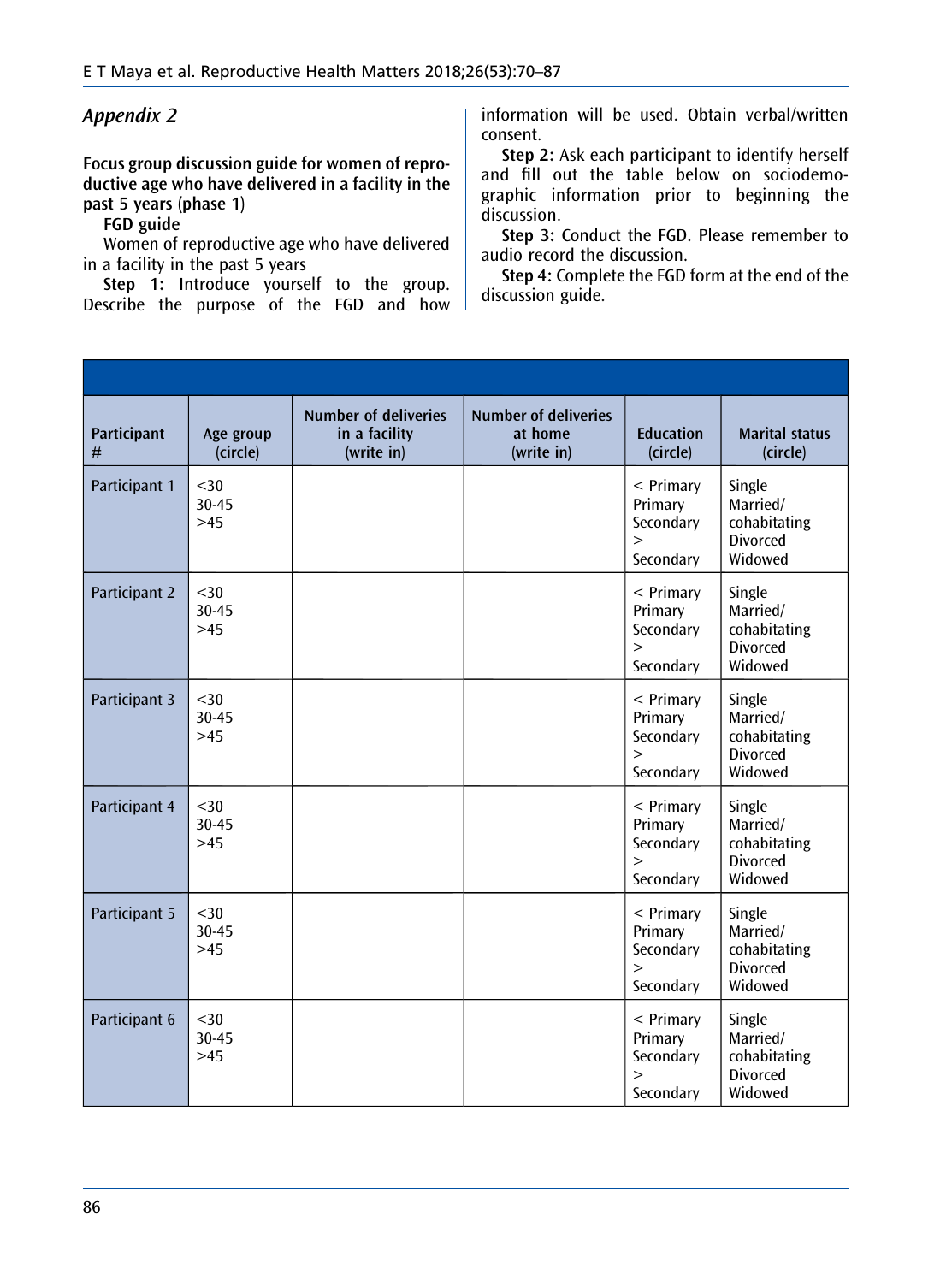## *Appendix 2*

**Focus group discussion guide for women of reproductive age who have delivered in a facility in the past 5 years (phase 1)**

**FGD guide**

Women of reproductive age who have delivered in a facility in the past 5 years

**Step 1:** Introduce yourself to the group. Describe the purpose of the FGD and how information will be used. Obtain verbal/written consent.

**Step 2:** Ask each participant to identify herself and fill out the table below on sociodemographic information prior to beginning the discussion.

**Step 3:** Conduct the FGD. Please remember to audio record the discussion.

**Step 4:** Complete the FGD form at the end of the discussion guide.

| Participant # | Age group (circle) | Number of deliveries in a facility (write in) | Number of deliveries at home (write in) | Education (circle) | Marital status (circle) |
|---|---|---|---|---|---|
| Participant 1 | <30<br>30-45<br>>45 | | | < Primary<br>Primary<br>Secondary<br>> Secondary | Single<br>Married/ cohabitating<br>Divorced<br>Widowed |
| Participant 2 | <30<br>30-45<br>>45 | | | < Primary<br>Primary<br>Secondary<br>> Secondary | Single<br>Married/ cohabitating<br>Divorced<br>Widowed |
| Participant 3 | <30<br>30-45<br>>45 | | | < Primary<br>Primary<br>Secondary<br>> Secondary | Single<br>Married/ cohabitating<br>Divorced<br>Widowed |
| Participant 4 | <30<br>30-45<br>>45 | | | < Primary<br>Primary<br>Secondary<br>> Secondary | Single<br>Married/ cohabitating<br>Divorced<br>Widowed |
| Participant 5 | <30<br>30-45<br>>45 | | | < Primary<br>Primary<br>Secondary<br>> Secondary | Single<br>Married/ cohabitating<br>Divorced<br>Widowed |
| Participant 6 | <30<br>30-45<br>>45 | | | < Primary<br>Primary<br>Secondary<br>> Secondary | Single<br>Married/ cohabitating<br>Divorced<br>Widowed |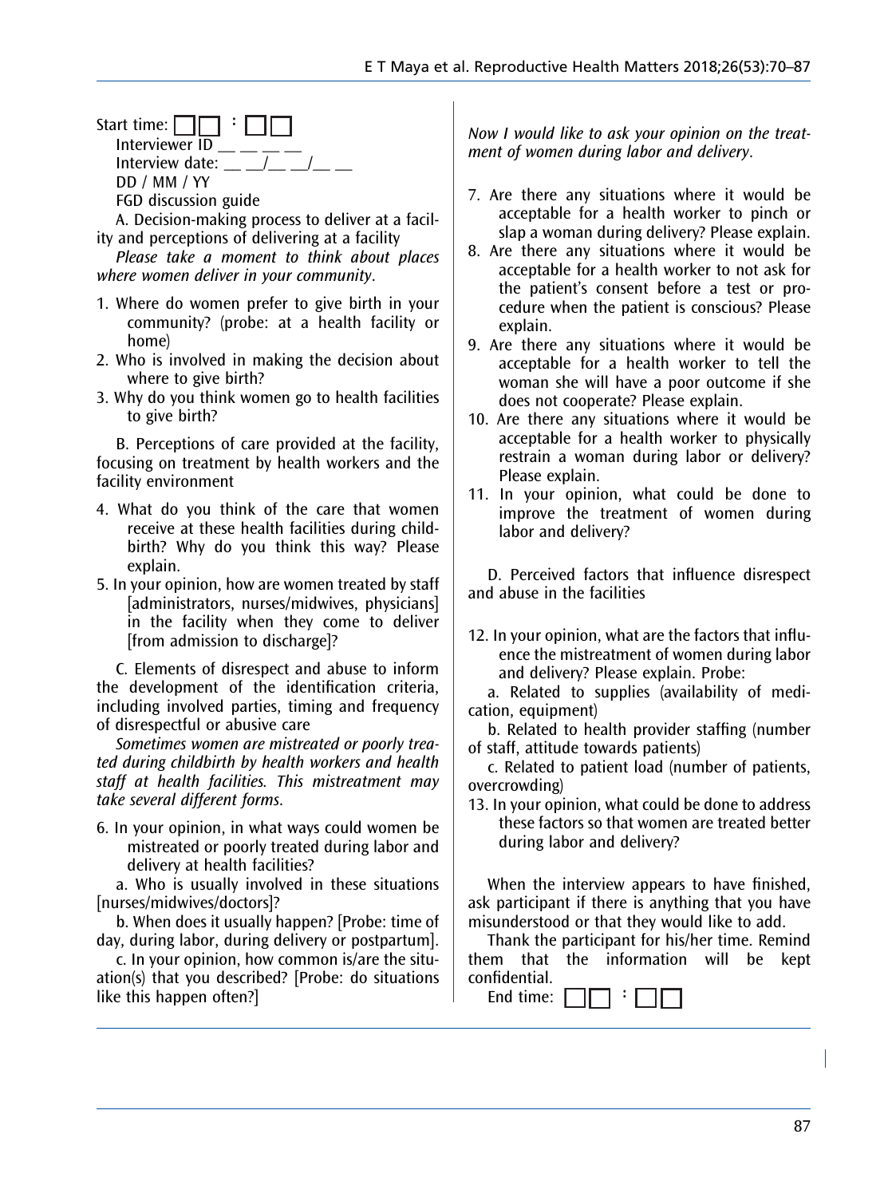Start time: ☐☐ : ☐☐

Interviewer ID __ __ __ __

Interview date: __ __/__ __/__ __

DD / MM / YY

FGD discussion guide

A. Decision-making process to deliver at a facility and perceptions of delivering at a facility

*Please take a moment to think about places where women deliver in your community.*

1. Where do women prefer to give birth in your community? (probe: at a health facility or home)
2. Who is involved in making the decision about where to give birth?
3. Why do you think women go to health facilities to give birth?

B. Perceptions of care provided at the facility, focusing on treatment by health workers and the facility environment

4. What do you think of the care that women receive at these health facilities during childbirth? Why do you think this way? Please explain.
5. In your opinion, how are women treated by staff [administrators, nurses/midwives, physicians] in the facility when they come to deliver [from admission to discharge]?

C. Elements of disrespect and abuse to inform the development of the identification criteria, including involved parties, timing and frequency of disrespectful or abusive care

*Sometimes women are mistreated or poorly treated during childbirth by health workers and health staff at health facilities. This mistreatment may take several different forms.*

6. In your opinion, in what ways could women be mistreated or poorly treated during labor and delivery at health facilities?

   a. Who is usually involved in these situations [nurses/midwives/doctors]?

   b. When does it usually happen? [Probe: time of day, during labor, during delivery or postpartum].

   c. In your opinion, how common is/are the situation(s) that you described? [Probe: do situations like this happen often?]

*Now I would like to ask your opinion on the treatment of women during labor and delivery.*

7. Are there any situations where it would be acceptable for a health worker to pinch or slap a woman during delivery? Please explain.
8. Are there any situations where it would be acceptable for a health worker to not ask for the patient's consent before a test or procedure when the patient is conscious? Please explain.
9. Are there any situations where it would be acceptable for a health worker to tell the woman she will have a poor outcome if she does not cooperate? Please explain.
10. Are there any situations where it would be acceptable for a health worker to physically restrain a woman during labor or delivery? Please explain.
11. In your opinion, what could be done to improve the treatment of women during labor and delivery?

D. Perceived factors that influence disrespect and abuse in the facilities

12. In your opinion, what are the factors that influence the mistreatment of women during labor and delivery? Please explain. Probe:

    a. Related to supplies (availability of medication, equipment)

    b. Related to health provider staffing (number of staff, attitude towards patients)

    c. Related to patient load (number of patients, overcrowding)

13. In your opinion, what could be done to address these factors so that women are treated better during labor and delivery?

When the interview appears to have finished, ask participant if there is anything that you have misunderstood or that they would like to add.

Thank the participant for his/her time. Remind them that the information will be kept confidential.

End time: ☐☐ : ☐☐